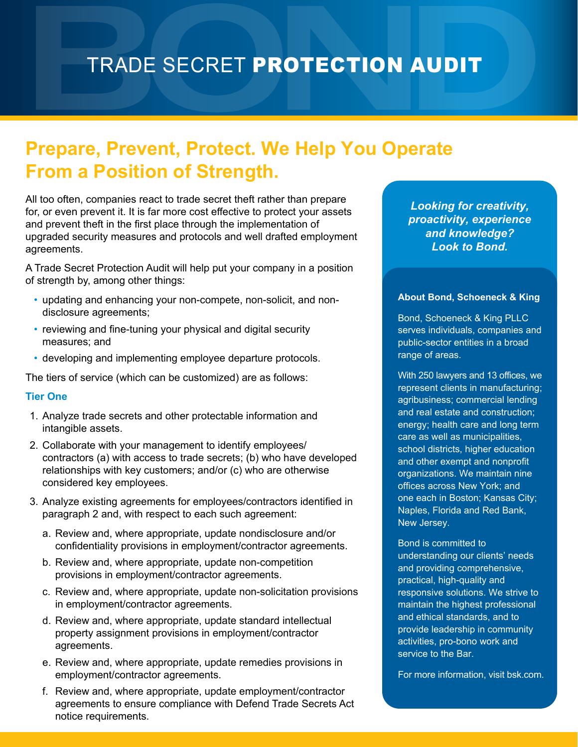# TRADE SECRET **PROTECTION AUDIT**

## Prepare, Prevent, Protect. We Help You Operate From a Position of Strength.

All too often, companies react to trade secret theft rather than prepare for, or even prevent it. It is far more cost effective to protect your assets and prevent theft in the first place through the implementation of upgraded security measures and protocols and well drafted employment agreements.

A Trade Secret Protection Audit will help put your company in a position of strength by, among other things:

- updating and enhancing your non-compete, non-solicit, and non-disclosure agreements;
- reviewing and fine-tuning your physical and digital security measures; and
- developing and implementing employee departure protocols.

The tiers of service (which can be customized) are as follows:

### Tier One

1. Analyze trade secrets and other protectable information and intangible assets.
2. Collaborate with your management to identify employees/contractors (a) with access to trade secrets; (b) who have developed relationships with key customers; and/or (c) who are otherwise considered key employees.
3. Analyze existing agreements for employees/contractors identified in paragraph 2 and, with respect to each such agreement:
   a. Review and, where appropriate, update nondisclosure and/or confidentiality provisions in employment/contractor agreements.
   b. Review and, where appropriate, update non-competition provisions in employment/contractor agreements.
   c. Review and, where appropriate, update non-solicitation provisions in employment/contractor agreements.
   d. Review and, where appropriate, update standard intellectual property assignment provisions in employment/contractor agreements.
   e. Review and, where appropriate, update remedies provisions in employment/contractor agreements.
   f. Review and, where appropriate, update employment/contractor agreements to ensure compliance with Defend Trade Secrets Act notice requirements.

*Looking for creativity, proactivity, experience and knowledge? Look to Bond.*

**About Bond, Schoeneck & King**

Bond, Schoeneck & King PLLC serves individuals, companies and public-sector entities in a broad range of areas.

With 250 lawyers and 13 offices, we represent clients in manufacturing; agribusiness; commercial lending and real estate and construction; energy; health care and long term care as well as municipalities, school districts, higher education and other exempt and nonprofit organizations. We maintain nine offices across New York; and one each in Boston; Kansas City; Naples, Florida and Red Bank, New Jersey.

Bond is committed to understanding our clients' needs and providing comprehensive, practical, high-quality and responsive solutions. We strive to maintain the highest professional and ethical standards, and to provide leadership in community activities, pro-bono work and service to the Bar.

For more information, visit bsk.com.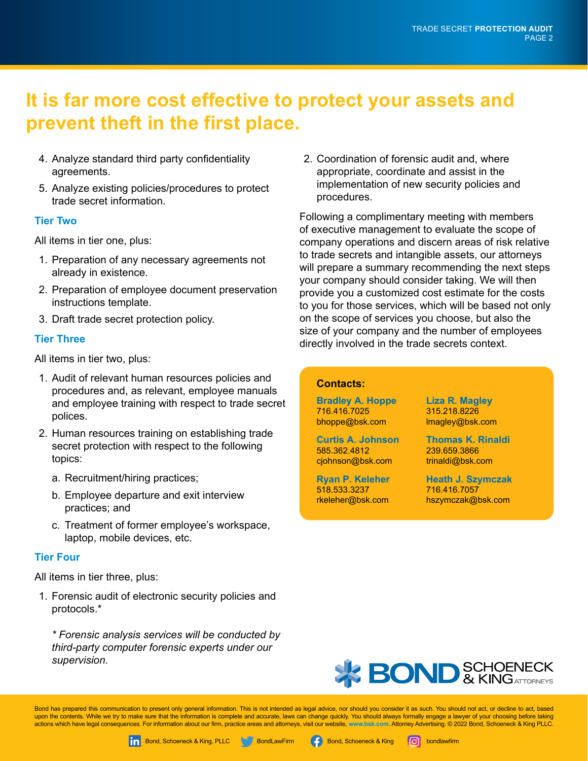# It is far more cost effective to protect your assets and prevent theft in the first place.

4. Analyze standard third party confidentiality agreements.
5. Analyze existing policies/procedures to protect trade secret information.

### Tier Two

All items in tier one, plus:

1. Preparation of any necessary agreements not already in existence.
2. Preparation of employee document preservation instructions template.
3. Draft trade secret protection policy.

### Tier Three

All items in tier two, plus:

1. Audit of relevant human resources policies and procedures and, as relevant, employee manuals and employee training with respect to trade secret polices.
2. Human resources training on establishing trade secret protection with respect to the following topics:
   a. Recruitment/hiring practices;
   b. Employee departure and exit interview practices; and
   c. Treatment of former employee's workspace, laptop, mobile devices, etc.

### Tier Four

All items in tier three, plus:

1. Forensic audit of electronic security policies and protocols.*

   *\* Forensic analysis services will be conducted by third-party computer forensic experts under our supervision.*

2. Coordination of forensic audit and, where appropriate, coordinate and assist in the implementation of new security policies and procedures.

Following a complimentary meeting with members of executive management to evaluate the scope of company operations and discern areas of risk relative to trade secrets and intangible assets, our attorneys will prepare a summary recommending the next steps your company should consider taking. We will then provide you a customized cost estimate for the costs to you for those services, which will be based not only on the scope of services you choose, but also the size of your company and the number of employees directly involved in the trade secrets context.

**Contacts:**

**Bradley A. Hoppe**
716.416.7025
bhoppe@bsk.com

**Liza R. Magley**
315.218.8226
lmagley@bsk.com

**Curtis A. Johnson**
585.362.4812
cjohnson@bsk.com

**Thomas K. Rinaldi**
239.659.3866
trinaldi@bsk.com

**Ryan P. Keleher**
518.533.3237
rkeleher@bsk.com

**Heath J. Szymczak**
716.416.7057
hszymczak@bsk.com

BOND SCHOENECK & KING ATTORNEYS

Bond has prepared this communication to present only general information. This is not intended as legal advice, nor should you consider it as such. You should not act, or decline to act, based upon the contents. While we try to make sure that the information is complete and accurate, laws can change quickly. You should always formally engage a lawyer of your choosing before taking actions which have legal consequences. For information about our firm, practice areas and attorneys, visit our website, www.bsk.com. Attorney Advertising. © 2022 Bond, Schoeneck & King PLLC.

Bond, Schoeneck & King, PLLC | BondLawFirm | Bond, Schoeneck & King | bondlawfirm